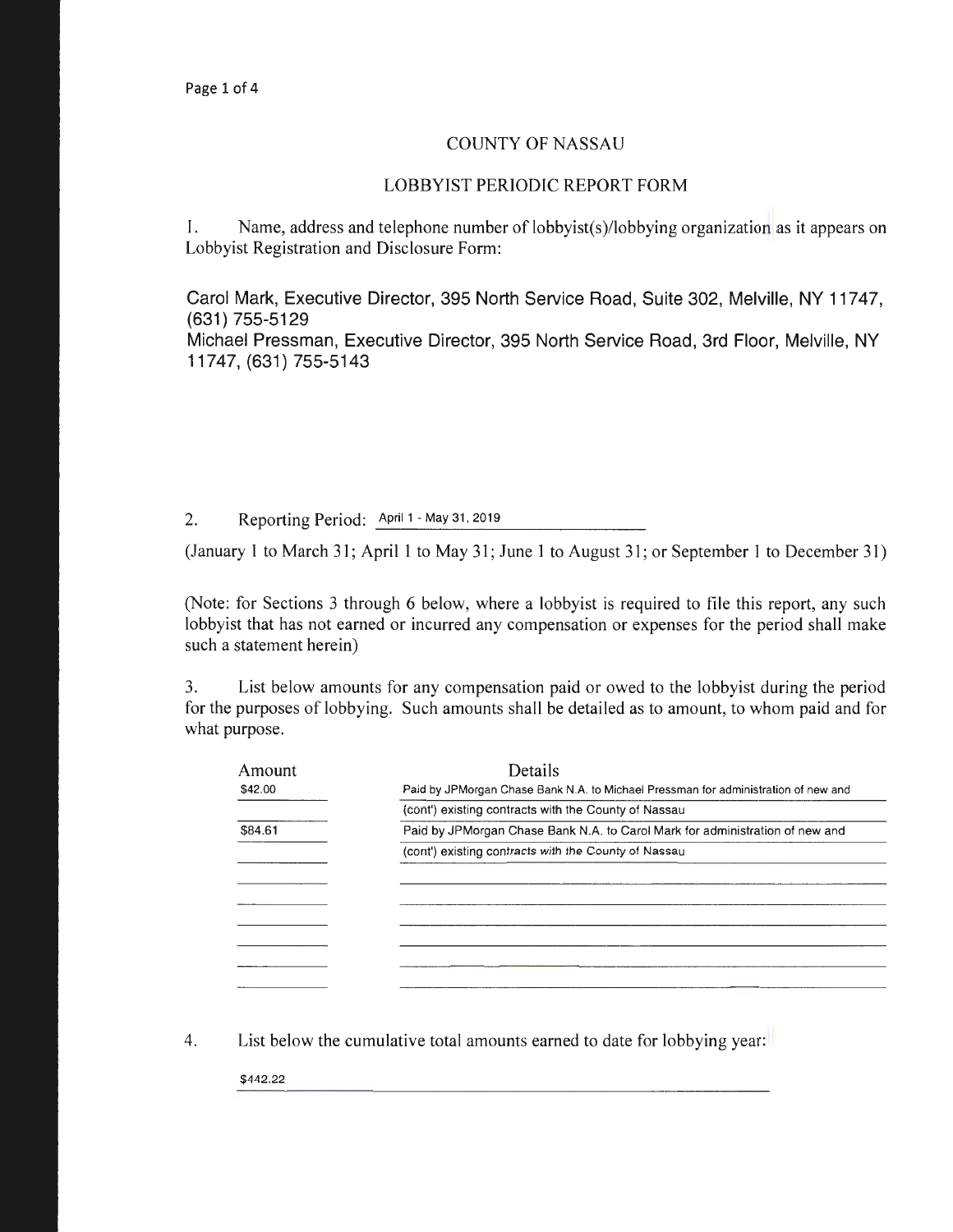# COUNTY OF NASSAU

## LOBBYIST PERIODIC REPORT FORM

1. Name, address and telephone number of lobbyist(s)/lobbying organization as it appears on Lobbyist Registration and Disclosure Form:

Carol Mark, Executive Director, 395 North Service Road, Suite 302, Melville, NY 11747, (631) 755-5129
Michael Pressman, Executive Director, 395 North Service Road, 3rd Floor, Melville, NY 11747, (631) 755-5143

2. Reporting Period: April 1 - May 31, 2019

(January 1 to March 31; April 1 to May 31; June 1 to August 31; or September 1 to December 31)

(Note: for Sections 3 through 6 below, where a lobbyist is required to file this report, any such lobbyist that has not earned or incurred any compensation or expenses for the period shall make such a statement herein)

3. List below amounts for any compensation paid or owed to the lobbyist during the period for the purposes of lobbying. Such amounts shall be detailed as to amount, to whom paid and for what purpose.

| Amount | Details |
|---|---|
| $42.00 | Paid by JPMorgan Chase Bank N.A. to Michael Pressman for administration of new and |
| | (cont') existing contracts with the County of Nassau |
| $84.61 | Paid by JPMorgan Chase Bank N.A. to Carol Mark for administration of new and |
| | (cont') existing contracts with the County of Nassau |

4. List below the cumulative total amounts earned to date for lobbying year:

$442.22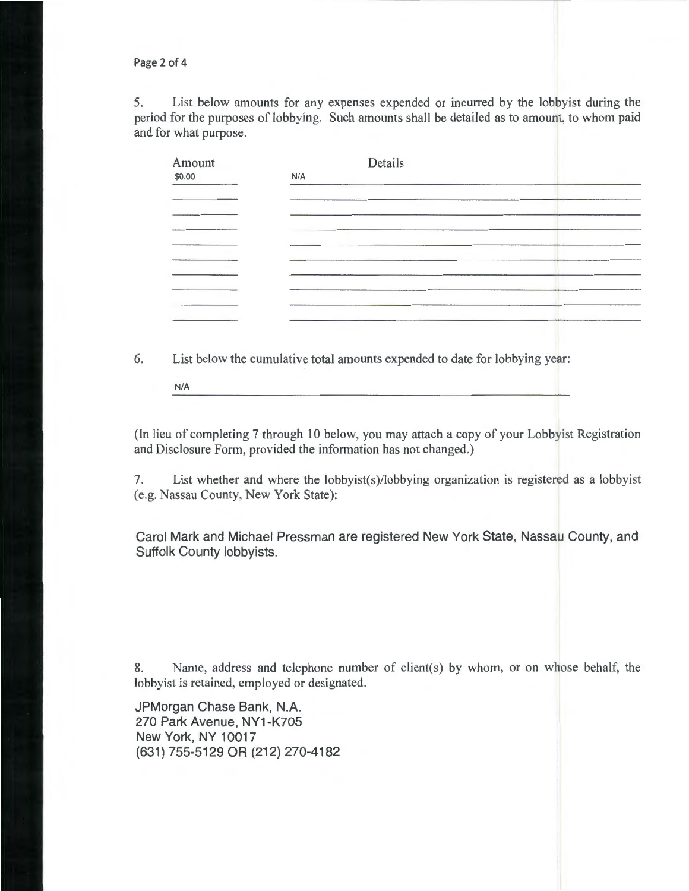5. List below amounts for any expenses expended or incurred by the lobbyist during the period for the purposes of lobbying. Such amounts shall be detailed as to amount, to whom paid and for what purpose.

| Amount | Details |
|---|---|
| $0.00 | N/A |

6. List below the cumulative total amounts expended to date for lobbying year:

N/A

(In lieu of completing 7 through 10 below, you may attach a copy of your Lobbyist Registration and Disclosure Form, provided the information has not changed.)

7. List whether and where the lobbyist(s)/lobbying organization is registered as a lobbyist (e.g. Nassau County, New York State):

Carol Mark and Michael Pressman are registered New York State, Nassau County, and Suffolk County lobbyists.

8. Name, address and telephone number of client(s) by whom, or on whose behalf, the lobbyist is retained, employed or designated.

JPMorgan Chase Bank, N.A.
270 Park Avenue, NY1-K705
New York, NY 10017
(631) 755-5129 OR (212) 270-4182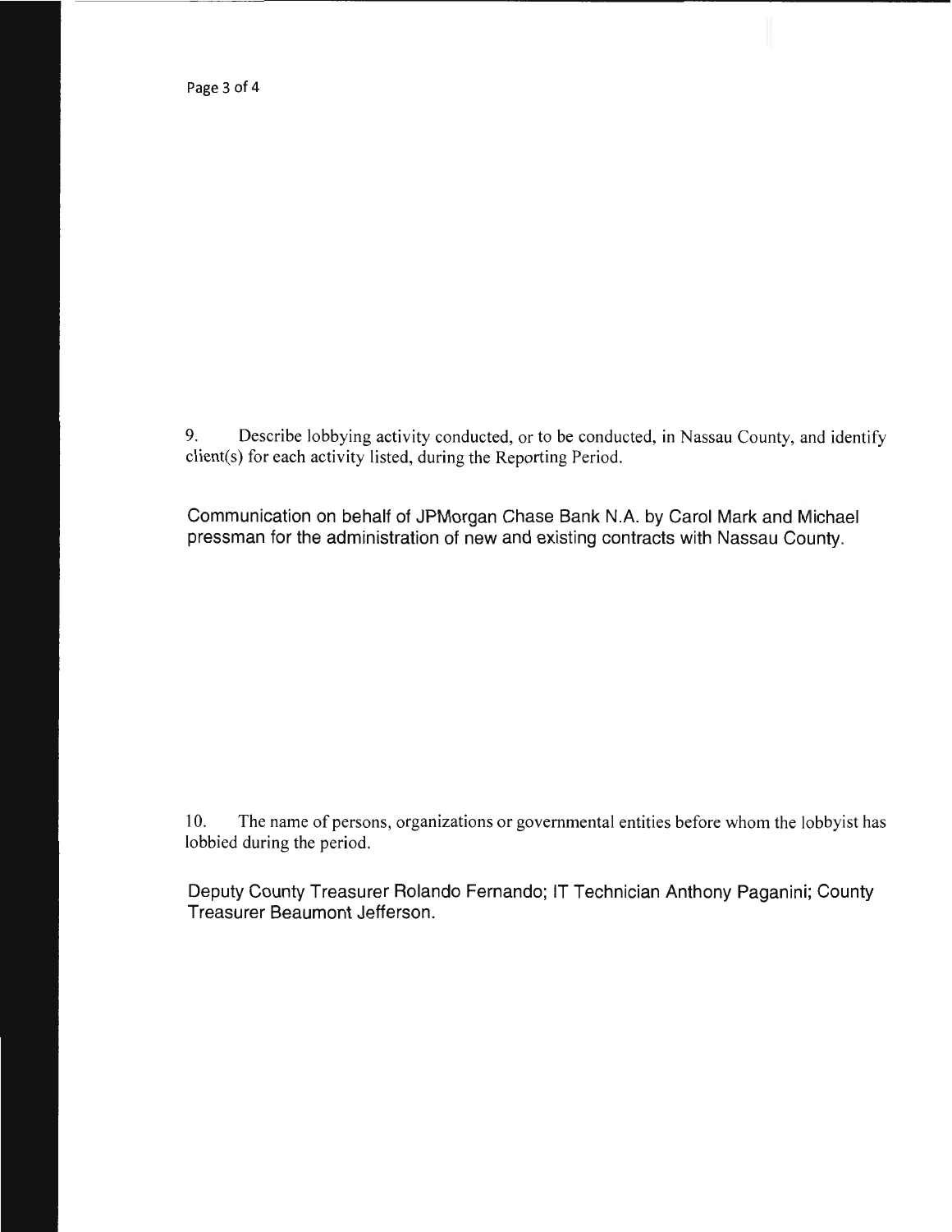9. Describe lobbying activity conducted, or to be conducted, in Nassau County, and identify client(s) for each activity listed, during the Reporting Period.

Communication on behalf of JPMorgan Chase Bank N.A. by Carol Mark and Michael pressman for the administration of new and existing contracts with Nassau County.

10. The name of persons, organizations or governmental entities before whom the lobbyist has lobbied during the period.

Deputy County Treasurer Rolando Fernando; IT Technician Anthony Paganini; County Treasurer Beaumont Jefferson.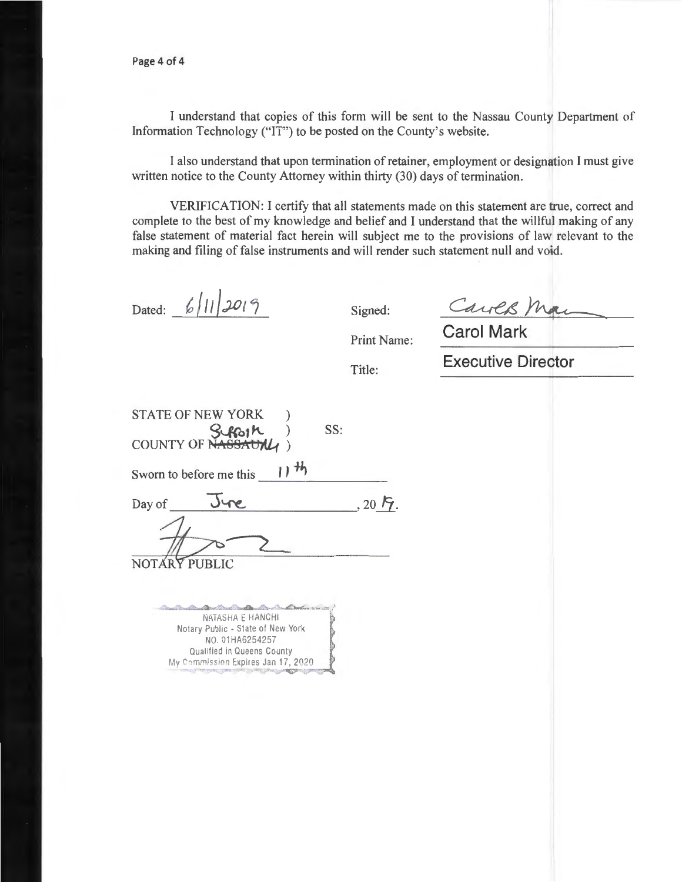I understand that copies of this form will be sent to the Nassau County Department of Information Technology ("IT") to be posted on the County's website.

I also understand that upon termination of retainer, employment or designation I must give written notice to the County Attorney within thirty (30) days of termination.

VERIFICATION: I certify that all statements made on this statement are true, correct and complete to the best of my knowledge and belief and I understand that the willful making of any false statement of material fact herein will subject me to the provisions of law relevant to the making and filing of false instruments and will render such statement null and void.

Dated: 6/11/2019

Signed: Carol Mark

Print Name: Carol Mark

Title: Executive Director

STATE OF NEW YORK )
COUNTY OF ~~NASSAU~~ Suffolk ) SS:

Sworn to before me this 11th

Day of June, 2019.

NOTARY PUBLIC

NATASHA E HANCHI
Notary Public - State of New York
NO. 01HA6254257
Qualified in Queens County
My Commission Expires Jan 17, 2020